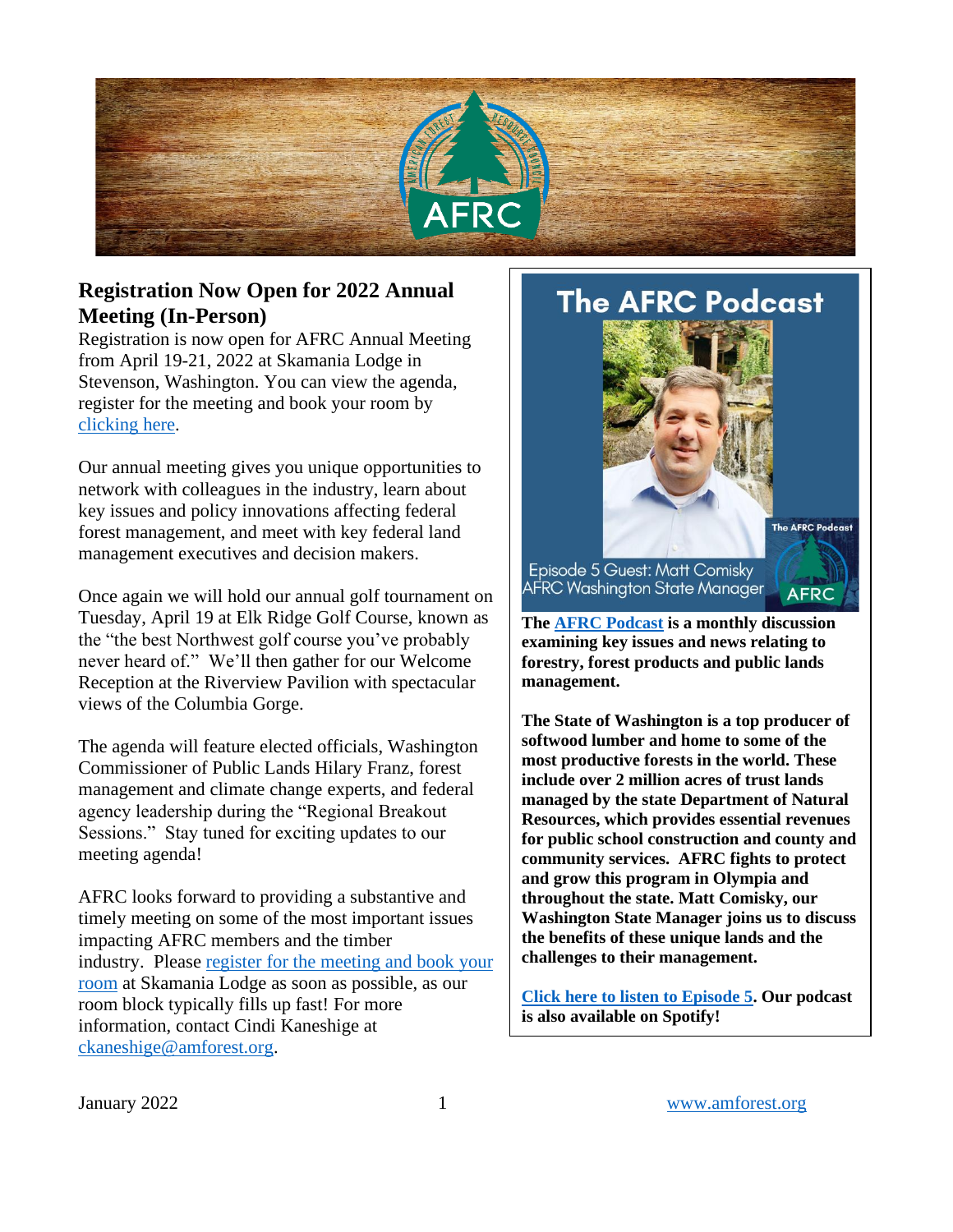## Registration Now Open for 2022 Annual Meeting (In-Person)

Registration is now open for AFRC Annual Meeting from April 19-21, 2022 at Skamania Lodge in Stevenson, Washington. You can view the agenda, register for the meeting and book your room by [clicking here](#).

Our annual meeting gives you unique opportunities to network with colleagues in the industry, learn about key issues and policy innovations affecting federal forest management, and meet with key federal land management executives and decision makers.

Once again we will hold our annual golf tournament on Tuesday, April 19 at Elk Ridge Golf Course, known as the "the best Northwest golf course you've probably never heard of." We'll then gather for our Welcome Reception at the Riverview Pavilion with spectacular views of the Columbia Gorge.

The agenda will feature elected officials, Washington Commissioner of Public Lands Hilary Franz, forest management and climate change experts, and federal agency leadership during the "Regional Breakout Sessions." Stay tuned for exciting updates to our meeting agenda!

AFRC looks forward to providing a substantive and timely meeting on some of the most important issues impacting AFRC members and the timber industry. Please [register for the meeting and book your room](#) at Skamania Lodge as soon as possible, as our room block typically fills up fast! For more information, contact Cindi Kaneshige at [ckaneshige@amforest.org](mailto:ckaneshige@amforest.org).

## The AFRC Podcast

Episode 5 Guest: Matt Comisky
AFRC Washington State Manager

**The [AFRC Podcast](#) is a monthly discussion examining key issues and news relating to forestry, forest products and public lands management.**

**The State of Washington is a top producer of softwood lumber and home to some of the most productive forests in the world. These include over 2 million acres of trust lands managed by the state Department of Natural Resources, which provides essential revenues for public school construction and county and community services. AFRC fights to protect and grow this program in Olympia and throughout the state. Matt Comisky, our Washington State Manager joins us to discuss the benefits of these unique lands and the challenges to their management.**

**[Click here to listen to Episode 5](#). Our podcast is also available on Spotify!**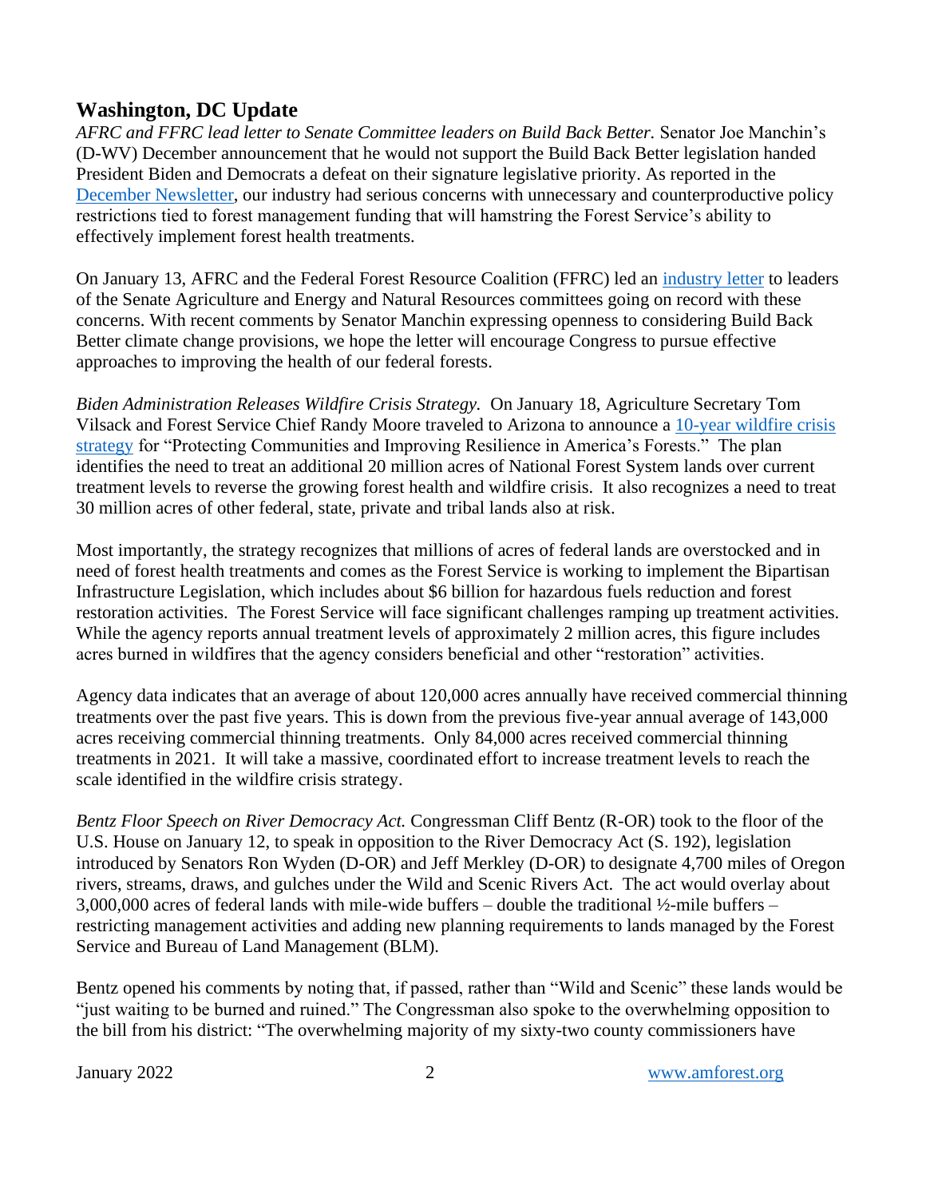## Washington, DC Update

*AFRC and FFRC lead letter to Senate Committee leaders on Build Back Better.* Senator Joe Manchin's (D-WV) December announcement that he would not support the Build Back Better legislation handed President Biden and Democrats a defeat on their signature legislative priority. As reported in the December Newsletter, our industry had serious concerns with unnecessary and counterproductive policy restrictions tied to forest management funding that will hamstring the Forest Service's ability to effectively implement forest health treatments.

On January 13, AFRC and the Federal Forest Resource Coalition (FFRC) led an industry letter to leaders of the Senate Agriculture and Energy and Natural Resources committees going on record with these concerns. With recent comments by Senator Manchin expressing openness to considering Build Back Better climate change provisions, we hope the letter will encourage Congress to pursue effective approaches to improving the health of our federal forests.

*Biden Administration Releases Wildfire Crisis Strategy.* On January 18, Agriculture Secretary Tom Vilsack and Forest Service Chief Randy Moore traveled to Arizona to announce a 10-year wildfire crisis strategy for "Protecting Communities and Improving Resilience in America's Forests." The plan identifies the need to treat an additional 20 million acres of National Forest System lands over current treatment levels to reverse the growing forest health and wildfire crisis. It also recognizes a need to treat 30 million acres of other federal, state, private and tribal lands also at risk.

Most importantly, the strategy recognizes that millions of acres of federal lands are overstocked and in need of forest health treatments and comes as the Forest Service is working to implement the Bipartisan Infrastructure Legislation, which includes about $6 billion for hazardous fuels reduction and forest restoration activities. The Forest Service will face significant challenges ramping up treatment activities. While the agency reports annual treatment levels of approximately 2 million acres, this figure includes acres burned in wildfires that the agency considers beneficial and other "restoration" activities.

Agency data indicates that an average of about 120,000 acres annually have received commercial thinning treatments over the past five years. This is down from the previous five-year annual average of 143,000 acres receiving commercial thinning treatments. Only 84,000 acres received commercial thinning treatments in 2021. It will take a massive, coordinated effort to increase treatment levels to reach the scale identified in the wildfire crisis strategy.

*Bentz Floor Speech on River Democracy Act.* Congressman Cliff Bentz (R-OR) took to the floor of the U.S. House on January 12, to speak in opposition to the River Democracy Act (S. 192), legislation introduced by Senators Ron Wyden (D-OR) and Jeff Merkley (D-OR) to designate 4,700 miles of Oregon rivers, streams, draws, and gulches under the Wild and Scenic Rivers Act. The act would overlay about 3,000,000 acres of federal lands with mile-wide buffers – double the traditional ½-mile buffers – restricting management activities and adding new planning requirements to lands managed by the Forest Service and Bureau of Land Management (BLM).

Bentz opened his comments by noting that, if passed, rather than "Wild and Scenic" these lands would be "just waiting to be burned and ruined." The Congressman also spoke to the overwhelming opposition to the bill from his district: "The overwhelming majority of my sixty-two county commissioners have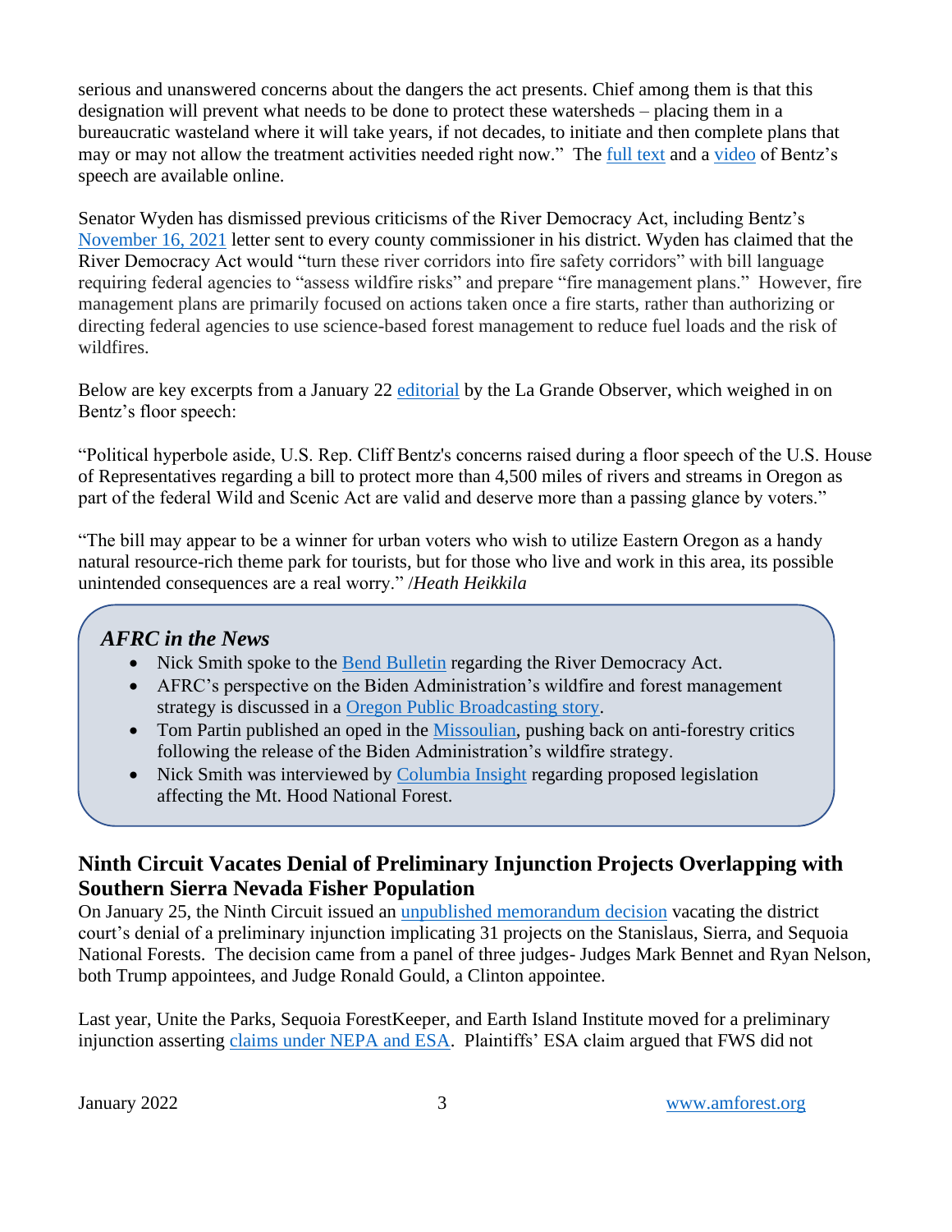serious and unanswered concerns about the dangers the act presents. Chief among them is that this designation will prevent what needs to be done to protect these watersheds – placing them in a bureaucratic wasteland where it will take years, if not decades, to initiate and then complete plans that may or may not allow the treatment activities needed right now." The full text and a video of Bentz's speech are available online.

Senator Wyden has dismissed previous criticisms of the River Democracy Act, including Bentz's November 16, 2021 letter sent to every county commissioner in his district. Wyden has claimed that the River Democracy Act would "turn these river corridors into fire safety corridors" with bill language requiring federal agencies to "assess wildfire risks" and prepare "fire management plans." However, fire management plans are primarily focused on actions taken once a fire starts, rather than authorizing or directing federal agencies to use science-based forest management to reduce fuel loads and the risk of wildfires.

Below are key excerpts from a January 22 editorial by the La Grande Observer, which weighed in on Bentz's floor speech:

"Political hyperbole aside, U.S. Rep. Cliff Bentz's concerns raised during a floor speech of the U.S. House of Representatives regarding a bill to protect more than 4,500 miles of rivers and streams in Oregon as part of the federal Wild and Scenic Act are valid and deserve more than a passing glance by voters."

"The bill may appear to be a winner for urban voters who wish to utilize Eastern Oregon as a handy natural resource-rich theme park for tourists, but for those who live and work in this area, its possible unintended consequences are a real worry." /*Heath Heikkila*

### *AFRC in the News*

- Nick Smith spoke to the Bend Bulletin regarding the River Democracy Act.
- AFRC's perspective on the Biden Administration's wildfire and forest management strategy is discussed in a Oregon Public Broadcasting story.
- Tom Partin published an oped in the Missoulian, pushing back on anti-forestry critics following the release of the Biden Administration's wildfire strategy.
- Nick Smith was interviewed by Columbia Insight regarding proposed legislation affecting the Mt. Hood National Forest.

## Ninth Circuit Vacates Denial of Preliminary Injunction Projects Overlapping with Southern Sierra Nevada Fisher Population

On January 25, the Ninth Circuit issued an unpublished memorandum decision vacating the district court's denial of a preliminary injunction implicating 31 projects on the Stanislaus, Sierra, and Sequoia National Forests. The decision came from a panel of three judges- Judges Mark Bennet and Ryan Nelson, both Trump appointees, and Judge Ronald Gould, a Clinton appointee.

Last year, Unite the Parks, Sequoia ForestKeeper, and Earth Island Institute moved for a preliminary injunction asserting claims under NEPA and ESA. Plaintiffs' ESA claim argued that FWS did not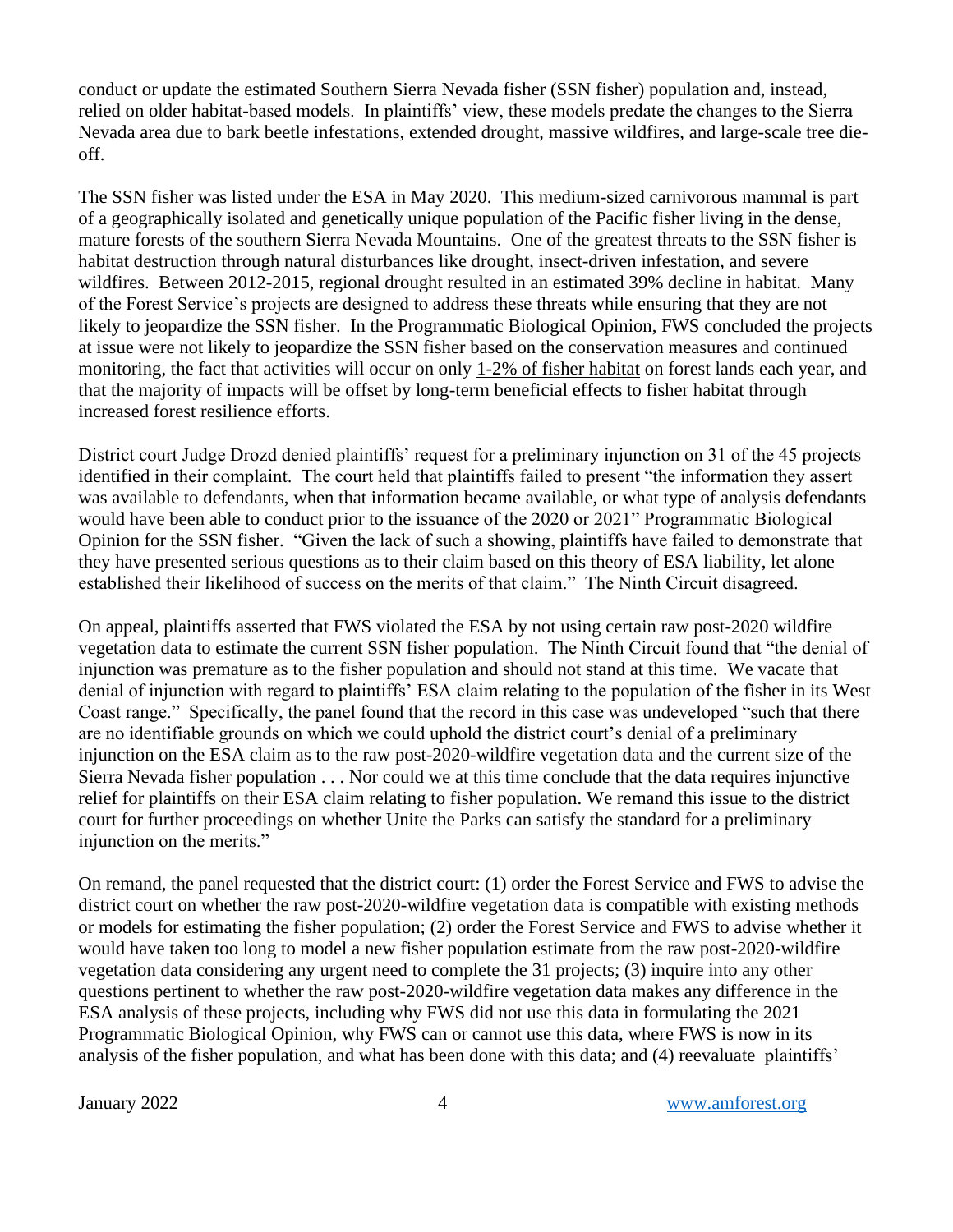conduct or update the estimated Southern Sierra Nevada fisher (SSN fisher) population and, instead, relied on older habitat-based models. In plaintiffs' view, these models predate the changes to the Sierra Nevada area due to bark beetle infestations, extended drought, massive wildfires, and large-scale tree die-off.

The SSN fisher was listed under the ESA in May 2020. This medium-sized carnivorous mammal is part of a geographically isolated and genetically unique population of the Pacific fisher living in the dense, mature forests of the southern Sierra Nevada Mountains. One of the greatest threats to the SSN fisher is habitat destruction through natural disturbances like drought, insect-driven infestation, and severe wildfires. Between 2012-2015, regional drought resulted in an estimated 39% decline in habitat. Many of the Forest Service's projects are designed to address these threats while ensuring that they are not likely to jeopardize the SSN fisher. In the Programmatic Biological Opinion, FWS concluded the projects at issue were not likely to jeopardize the SSN fisher based on the conservation measures and continued monitoring, the fact that activities will occur on only 1-2% of fisher habitat on forest lands each year, and that the majority of impacts will be offset by long-term beneficial effects to fisher habitat through increased forest resilience efforts.

District court Judge Drozd denied plaintiffs' request for a preliminary injunction on 31 of the 45 projects identified in their complaint. The court held that plaintiffs failed to present "the information they assert was available to defendants, when that information became available, or what type of analysis defendants would have been able to conduct prior to the issuance of the 2020 or 2021" Programmatic Biological Opinion for the SSN fisher. "Given the lack of such a showing, plaintiffs have failed to demonstrate that they have presented serious questions as to their claim based on this theory of ESA liability, let alone established their likelihood of success on the merits of that claim." The Ninth Circuit disagreed.

On appeal, plaintiffs asserted that FWS violated the ESA by not using certain raw post-2020 wildfire vegetation data to estimate the current SSN fisher population. The Ninth Circuit found that "the denial of injunction was premature as to the fisher population and should not stand at this time. We vacate that denial of injunction with regard to plaintiffs' ESA claim relating to the population of the fisher in its West Coast range." Specifically, the panel found that the record in this case was undeveloped "such that there are no identifiable grounds on which we could uphold the district court's denial of a preliminary injunction on the ESA claim as to the raw post-2020-wildfire vegetation data and the current size of the Sierra Nevada fisher population . . . Nor could we at this time conclude that the data requires injunctive relief for plaintiffs on their ESA claim relating to fisher population. We remand this issue to the district court for further proceedings on whether Unite the Parks can satisfy the standard for a preliminary injunction on the merits."

On remand, the panel requested that the district court: (1) order the Forest Service and FWS to advise the district court on whether the raw post-2020-wildfire vegetation data is compatible with existing methods or models for estimating the fisher population; (2) order the Forest Service and FWS to advise whether it would have taken too long to model a new fisher population estimate from the raw post-2020-wildfire vegetation data considering any urgent need to complete the 31 projects; (3) inquire into any other questions pertinent to whether the raw post-2020-wildfire vegetation data makes any difference in the ESA analysis of these projects, including why FWS did not use this data in formulating the 2021 Programmatic Biological Opinion, why FWS can or cannot use this data, where FWS is now in its analysis of the fisher population, and what has been done with this data; and (4) reevaluate plaintiffs'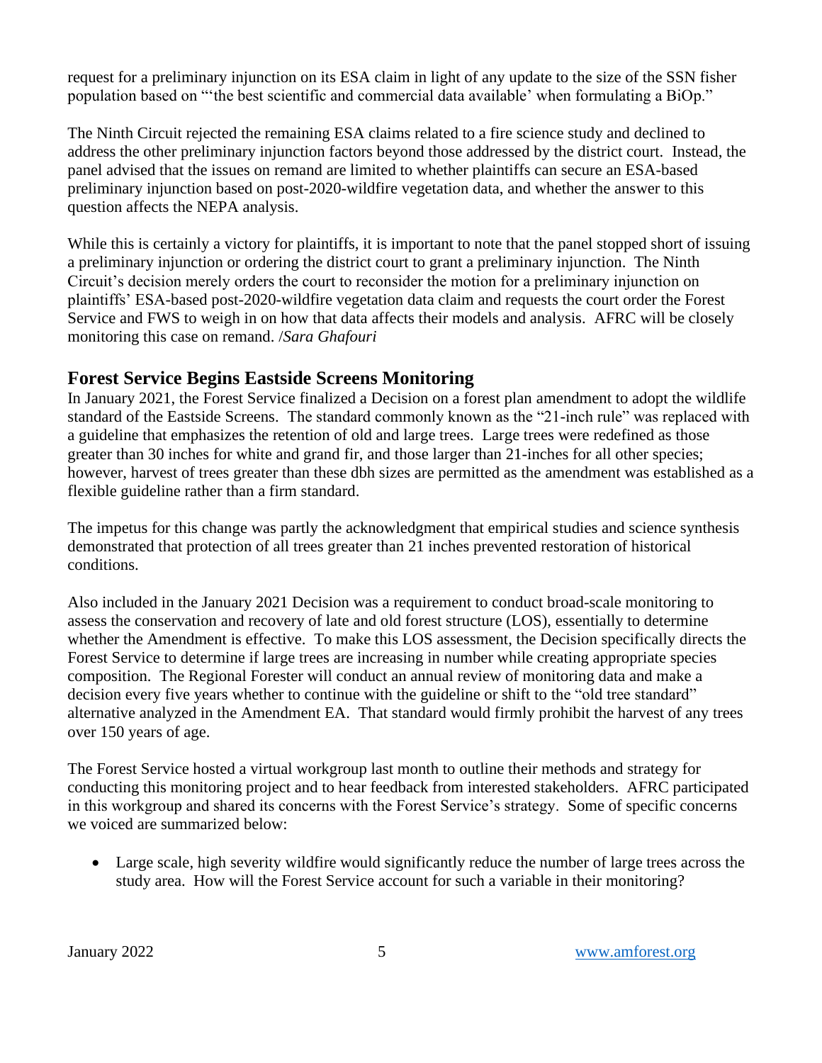request for a preliminary injunction on its ESA claim in light of any update to the size of the SSN fisher population based on "'the best scientific and commercial data available' when formulating a BiOp."

The Ninth Circuit rejected the remaining ESA claims related to a fire science study and declined to address the other preliminary injunction factors beyond those addressed by the district court. Instead, the panel advised that the issues on remand are limited to whether plaintiffs can secure an ESA-based preliminary injunction based on post-2020-wildfire vegetation data, and whether the answer to this question affects the NEPA analysis.

While this is certainly a victory for plaintiffs, it is important to note that the panel stopped short of issuing a preliminary injunction or ordering the district court to grant a preliminary injunction. The Ninth Circuit's decision merely orders the court to reconsider the motion for a preliminary injunction on plaintiffs' ESA-based post-2020-wildfire vegetation data claim and requests the court order the Forest Service and FWS to weigh in on how that data affects their models and analysis. AFRC will be closely monitoring this case on remand. /*Sara Ghafouri*

## Forest Service Begins Eastside Screens Monitoring

In January 2021, the Forest Service finalized a Decision on a forest plan amendment to adopt the wildlife standard of the Eastside Screens. The standard commonly known as the "21-inch rule" was replaced with a guideline that emphasizes the retention of old and large trees. Large trees were redefined as those greater than 30 inches for white and grand fir, and those larger than 21-inches for all other species; however, harvest of trees greater than these dbh sizes are permitted as the amendment was established as a flexible guideline rather than a firm standard.

The impetus for this change was partly the acknowledgment that empirical studies and science synthesis demonstrated that protection of all trees greater than 21 inches prevented restoration of historical conditions.

Also included in the January 2021 Decision was a requirement to conduct broad-scale monitoring to assess the conservation and recovery of late and old forest structure (LOS), essentially to determine whether the Amendment is effective. To make this LOS assessment, the Decision specifically directs the Forest Service to determine if large trees are increasing in number while creating appropriate species composition. The Regional Forester will conduct an annual review of monitoring data and make a decision every five years whether to continue with the guideline or shift to the "old tree standard" alternative analyzed in the Amendment EA. That standard would firmly prohibit the harvest of any trees over 150 years of age.

The Forest Service hosted a virtual workgroup last month to outline their methods and strategy for conducting this monitoring project and to hear feedback from interested stakeholders. AFRC participated in this workgroup and shared its concerns with the Forest Service's strategy. Some of specific concerns we voiced are summarized below:

- Large scale, high severity wildfire would significantly reduce the number of large trees across the study area. How will the Forest Service account for such a variable in their monitoring?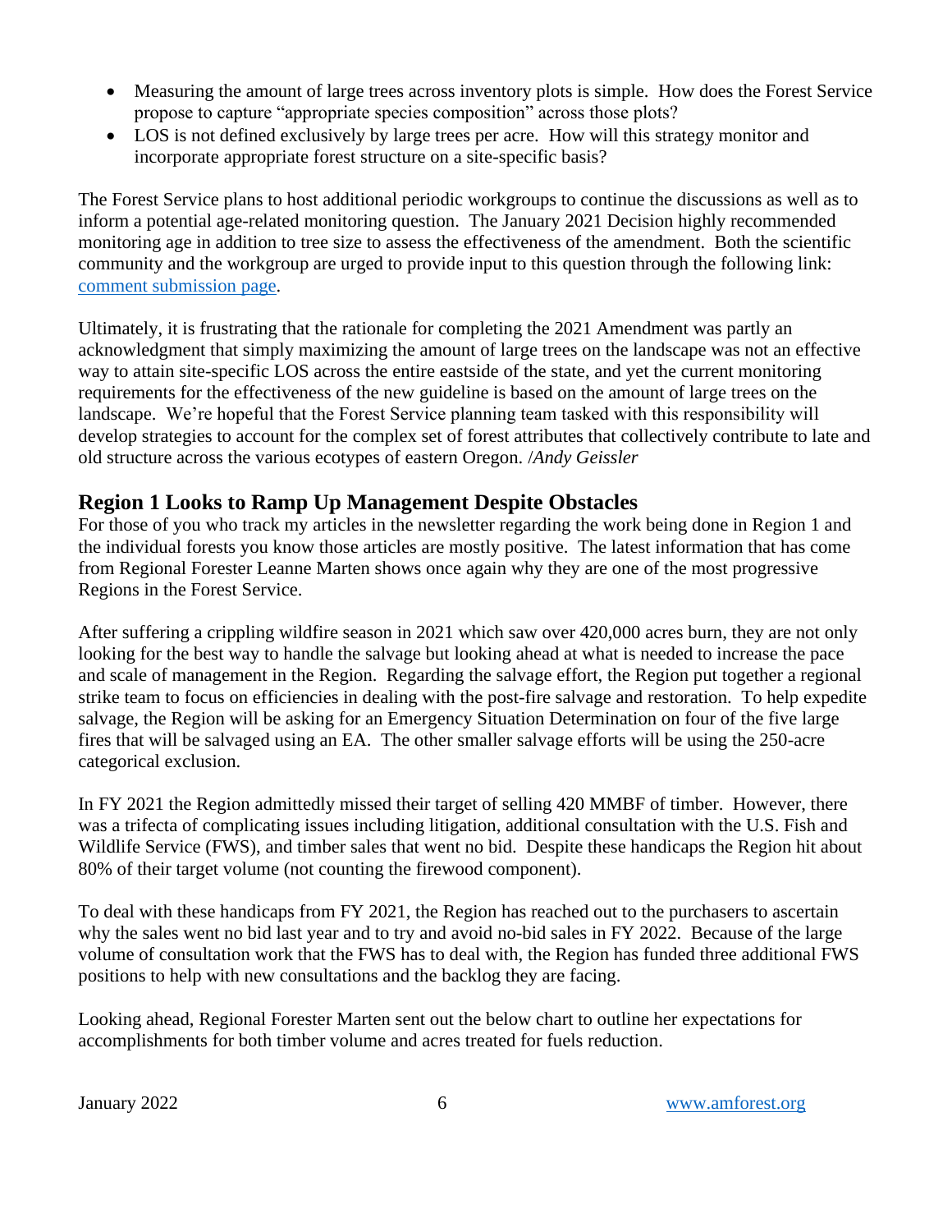- Measuring the amount of large trees across inventory plots is simple. How does the Forest Service propose to capture "appropriate species composition" across those plots?
- LOS is not defined exclusively by large trees per acre. How will this strategy monitor and incorporate appropriate forest structure on a site-specific basis?

The Forest Service plans to host additional periodic workgroups to continue the discussions as well as to inform a potential age-related monitoring question. The January 2021 Decision highly recommended monitoring age in addition to tree size to assess the effectiveness of the amendment. Both the scientific community and the workgroup are urged to provide input to this question through the following link: comment submission page.

Ultimately, it is frustrating that the rationale for completing the 2021 Amendment was partly an acknowledgment that simply maximizing the amount of large trees on the landscape was not an effective way to attain site-specific LOS across the entire eastside of the state, and yet the current monitoring requirements for the effectiveness of the new guideline is based on the amount of large trees on the landscape. We're hopeful that the Forest Service planning team tasked with this responsibility will develop strategies to account for the complex set of forest attributes that collectively contribute to late and old structure across the various ecotypes of eastern Oregon. /*Andy Geissler*

## Region 1 Looks to Ramp Up Management Despite Obstacles

For those of you who track my articles in the newsletter regarding the work being done in Region 1 and the individual forests you know those articles are mostly positive. The latest information that has come from Regional Forester Leanne Marten shows once again why they are one of the most progressive Regions in the Forest Service.

After suffering a crippling wildfire season in 2021 which saw over 420,000 acres burn, they are not only looking for the best way to handle the salvage but looking ahead at what is needed to increase the pace and scale of management in the Region. Regarding the salvage effort, the Region put together a regional strike team to focus on efficiencies in dealing with the post-fire salvage and restoration. To help expedite salvage, the Region will be asking for an Emergency Situation Determination on four of the five large fires that will be salvaged using an EA. The other smaller salvage efforts will be using the 250-acre categorical exclusion.

In FY 2021 the Region admittedly missed their target of selling 420 MMBF of timber. However, there was a trifecta of complicating issues including litigation, additional consultation with the U.S. Fish and Wildlife Service (FWS), and timber sales that went no bid. Despite these handicaps the Region hit about 80% of their target volume (not counting the firewood component).

To deal with these handicaps from FY 2021, the Region has reached out to the purchasers to ascertain why the sales went no bid last year and to try and avoid no-bid sales in FY 2022. Because of the large volume of consultation work that the FWS has to deal with, the Region has funded three additional FWS positions to help with new consultations and the backlog they are facing.

Looking ahead, Regional Forester Marten sent out the below chart to outline her expectations for accomplishments for both timber volume and acres treated for fuels reduction.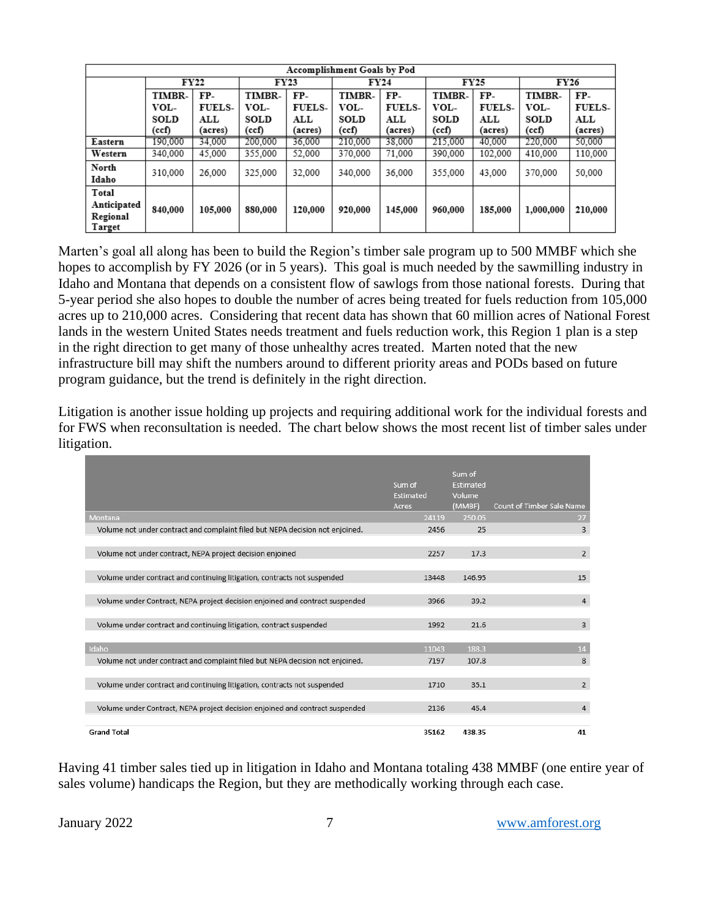| Accomplishment Goals by Pod | | | | | | | | | | |
|---|---|---|---|---|---|---|---|---|---|---|
| | FY22 | | FY23 | | FY24 | | FY25 | | FY26 | |
| | TIMBR-VOL-SOLD (ccf) | FP-FUELS-ALL (acres) | TIMBR-VOL-SOLD (ccf) | FP-FUELS-ALL (acres) | TIMBR-VOL-SOLD (ccf) | FP-FUELS-ALL (acres) | TIMBR-VOL-SOLD (ccf) | FP-FUELS-ALL (acres) | TIMBR-VOL-SOLD (ccf) | FP-FUELS-ALL (acres) |
| Eastern | 190,000 | 34,000 | 200,000 | 36,000 | 210,000 | 38,000 | 215,000 | 40,000 | 220,000 | 50,000 |
| Western | 340,000 | 45,000 | 355,000 | 52,000 | 370,000 | 71,000 | 390,000 | 102,000 | 410,000 | 110,000 |
| North Idaho | 310,000 | 26,000 | 325,000 | 32,000 | 340,000 | 36,000 | 355,000 | 43,000 | 370,000 | 50,000 |
| **Total Anticipated Regional Target** | **840,000** | **105,000** | **880,000** | **120,000** | **920,000** | **145,000** | **960,000** | **185,000** | **1,000,000** | **210,000** |

Marten's goal all along has been to build the Region's timber sale program up to 500 MMBF which she hopes to accomplish by FY 2026 (or in 5 years). This goal is much needed by the sawmilling industry in Idaho and Montana that depends on a consistent flow of sawlogs from those national forests. During that 5-year period she also hopes to double the number of acres being treated for fuels reduction from 105,000 acres up to 210,000 acres. Considering that recent data has shown that 60 million acres of National Forest lands in the western United States needs treatment and fuels reduction work, this Region 1 plan is a step in the right direction to get many of those unhealthy acres treated. Marten noted that the new infrastructure bill may shift the numbers around to different priority areas and PODs based on future program guidance, but the trend is definitely in the right direction.

Litigation is another issue holding up projects and requiring additional work for the individual forests and for FWS when reconsultation is needed. The chart below shows the most recent list of timber sales under litigation.

| | Sum of Estimated Acres | Sum of Estimated Volume (MMBF) | Count of Timber Sale Name |
|---|---|---|---|
| Montana | 24119 | 250.05 | 27 |
| Volume not under contract and complaint filed but NEPA decision not enjoined. | 2456 | 25 | 3 |
| Volume not under contract, NEPA project decision enjoined | 2257 | 17.3 | 2 |
| Volume under contract and continuing litigation, contracts not suspended | 13448 | 146.95 | 15 |
| Volume under Contract, NEPA project decision enjoined and contract suspended | 3966 | 39.2 | 4 |
| Volume under contract and continuing litigation, contract suspended | 1992 | 21.6 | 3 |
| Idaho | 11043 | 188.3 | 14 |
| Volume not under contract and complaint filed but NEPA decision not enjoined. | 7197 | 107.8 | 8 |
| Volume under contract and continuing litigation, contracts not suspended | 1710 | 35.1 | 2 |
| Volume under Contract, NEPA project decision enjoined and contract suspended | 2136 | 45.4 | 4 |
| **Grand Total** | **35162** | **438.35** | **41** |

Having 41 timber sales tied up in litigation in Idaho and Montana totaling 438 MMBF (one entire year of sales volume) handicaps the Region, but they are methodically working through each case.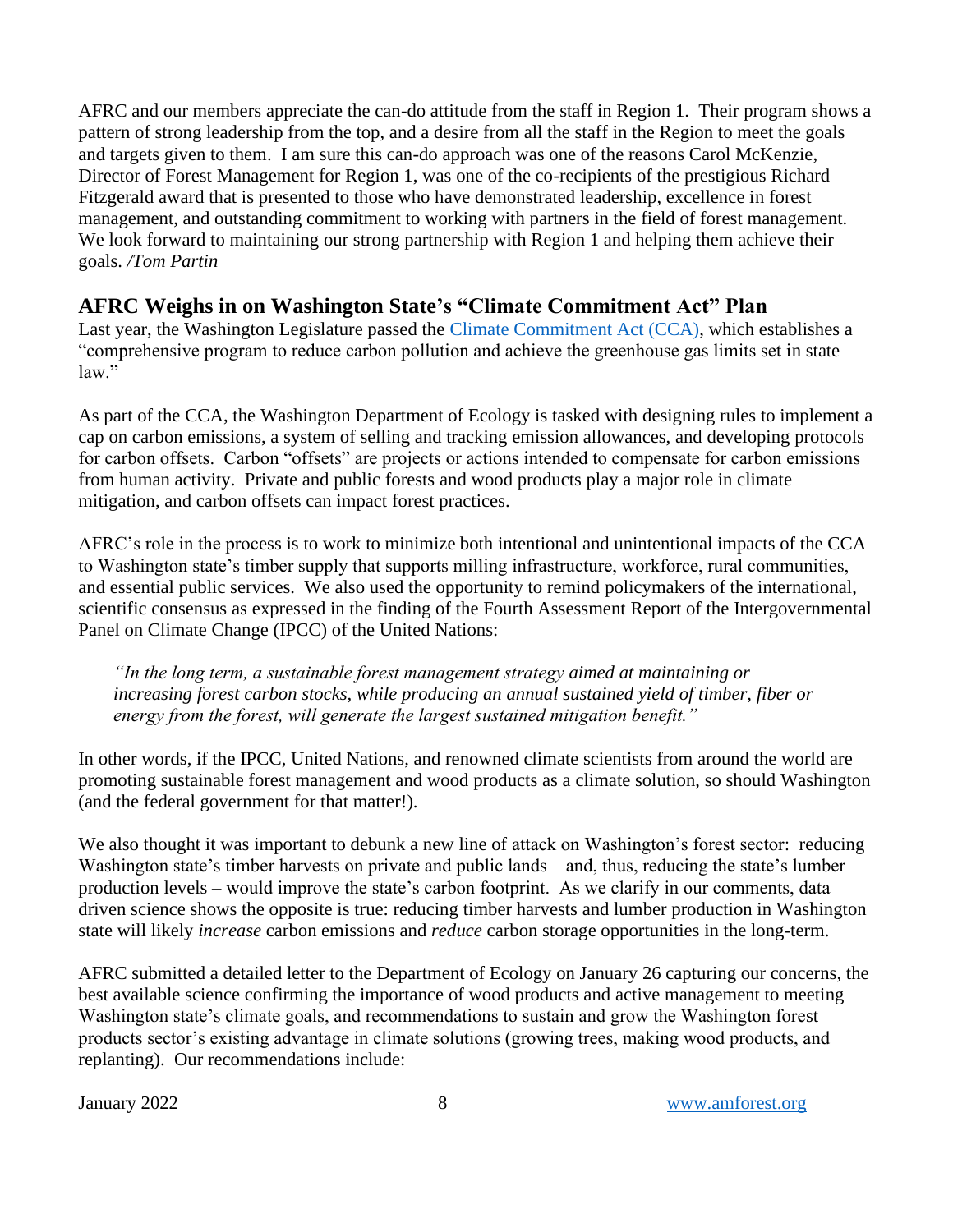AFRC and our members appreciate the can-do attitude from the staff in Region 1. Their program shows a pattern of strong leadership from the top, and a desire from all the staff in the Region to meet the goals and targets given to them. I am sure this can-do approach was one of the reasons Carol McKenzie, Director of Forest Management for Region 1, was one of the co-recipients of the prestigious Richard Fitzgerald award that is presented to those who have demonstrated leadership, excellence in forest management, and outstanding commitment to working with partners in the field of forest management. We look forward to maintaining our strong partnership with Region 1 and helping them achieve their goals. */Tom Partin*

## AFRC Weighs in on Washington State's "Climate Commitment Act" Plan

Last year, the Washington Legislature passed the Climate Commitment Act (CCA), which establishes a "comprehensive program to reduce carbon pollution and achieve the greenhouse gas limits set in state law."

As part of the CCA, the Washington Department of Ecology is tasked with designing rules to implement a cap on carbon emissions, a system of selling and tracking emission allowances, and developing protocols for carbon offsets. Carbon "offsets" are projects or actions intended to compensate for carbon emissions from human activity. Private and public forests and wood products play a major role in climate mitigation, and carbon offsets can impact forest practices.

AFRC's role in the process is to work to minimize both intentional and unintentional impacts of the CCA to Washington state's timber supply that supports milling infrastructure, workforce, rural communities, and essential public services. We also used the opportunity to remind policymakers of the international, scientific consensus as expressed in the finding of the Fourth Assessment Report of the Intergovernmental Panel on Climate Change (IPCC) of the United Nations:

> *"In the long term, a sustainable forest management strategy aimed at maintaining or increasing forest carbon stocks, while producing an annual sustained yield of timber, fiber or energy from the forest, will generate the largest sustained mitigation benefit."*

In other words, if the IPCC, United Nations, and renowned climate scientists from around the world are promoting sustainable forest management and wood products as a climate solution, so should Washington (and the federal government for that matter!).

We also thought it was important to debunk a new line of attack on Washington's forest sector: reducing Washington state's timber harvests on private and public lands – and, thus, reducing the state's lumber production levels – would improve the state's carbon footprint. As we clarify in our comments, data driven science shows the opposite is true: reducing timber harvests and lumber production in Washington state will likely *increase* carbon emissions and *reduce* carbon storage opportunities in the long-term.

AFRC submitted a detailed letter to the Department of Ecology on January 26 capturing our concerns, the best available science confirming the importance of wood products and active management to meeting Washington state's climate goals, and recommendations to sustain and grow the Washington forest products sector's existing advantage in climate solutions (growing trees, making wood products, and replanting). Our recommendations include: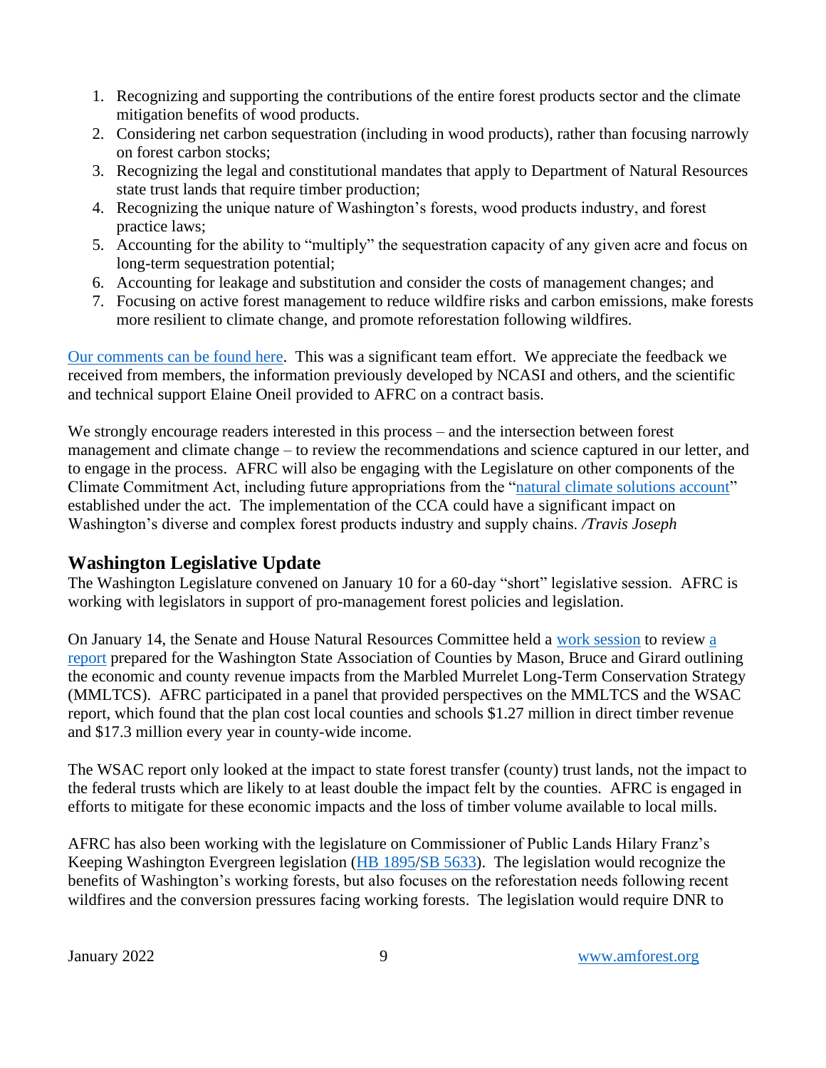1. Recognizing and supporting the contributions of the entire forest products sector and the climate mitigation benefits of wood products.
2. Considering net carbon sequestration (including in wood products), rather than focusing narrowly on forest carbon stocks;
3. Recognizing the legal and constitutional mandates that apply to Department of Natural Resources state trust lands that require timber production;
4. Recognizing the unique nature of Washington's forests, wood products industry, and forest practice laws;
5. Accounting for the ability to "multiply" the sequestration capacity of any given acre and focus on long-term sequestration potential;
6. Accounting for leakage and substitution and consider the costs of management changes; and
7. Focusing on active forest management to reduce wildfire risks and carbon emissions, make forests more resilient to climate change, and promote reforestation following wildfires.

Our comments can be found here. This was a significant team effort. We appreciate the feedback we received from members, the information previously developed by NCASI and others, and the scientific and technical support Elaine Oneil provided to AFRC on a contract basis.

We strongly encourage readers interested in this process – and the intersection between forest management and climate change – to review the recommendations and science captured in our letter, and to engage in the process. AFRC will also be engaging with the Legislature on other components of the Climate Commitment Act, including future appropriations from the "natural climate solutions account" established under the act. The implementation of the CCA could have a significant impact on Washington's diverse and complex forest products industry and supply chains. */Travis Joseph*

## Washington Legislative Update

The Washington Legislature convened on January 10 for a 60-day "short" legislative session. AFRC is working with legislators in support of pro-management forest policies and legislation.

On January 14, the Senate and House Natural Resources Committee held a work session to review a report prepared for the Washington State Association of Counties by Mason, Bruce and Girard outlining the economic and county revenue impacts from the Marbled Murrelet Long-Term Conservation Strategy (MMLTCS). AFRC participated in a panel that provided perspectives on the MMLTCS and the WSAC report, which found that the plan cost local counties and schools $1.27 million in direct timber revenue and $17.3 million every year in county-wide income.

The WSAC report only looked at the impact to state forest transfer (county) trust lands, not the impact to the federal trusts which are likely to at least double the impact felt by the counties. AFRC is engaged in efforts to mitigate for these economic impacts and the loss of timber volume available to local mills.

AFRC has also been working with the legislature on Commissioner of Public Lands Hilary Franz's Keeping Washington Evergreen legislation (HB 1895/SB 5633). The legislation would recognize the benefits of Washington's working forests, but also focuses on the reforestation needs following recent wildfires and the conversion pressures facing working forests. The legislation would require DNR to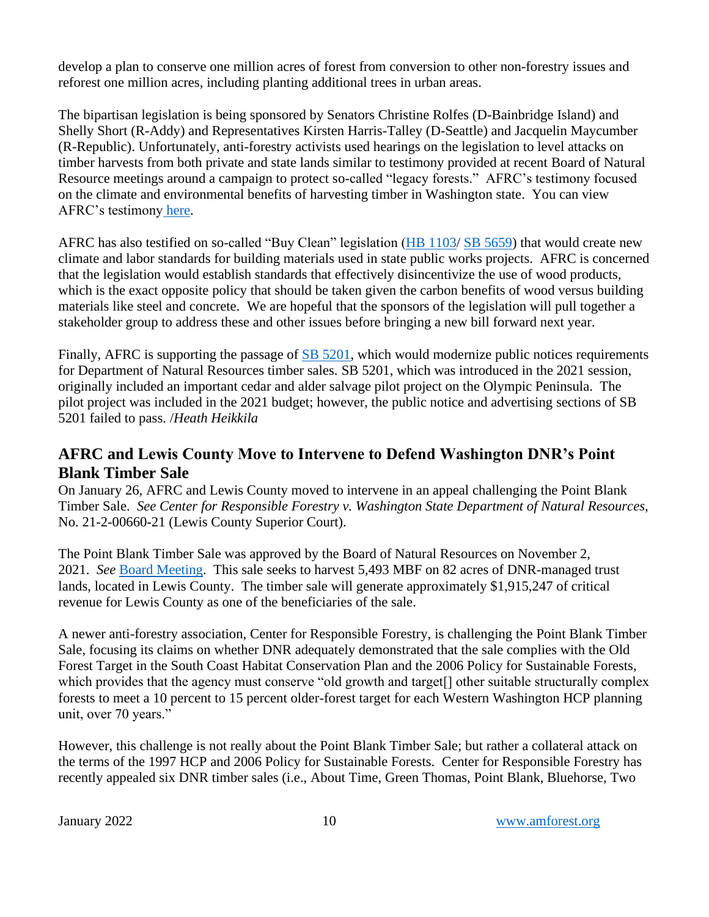develop a plan to conserve one million acres of forest from conversion to other non-forestry issues and reforest one million acres, including planting additional trees in urban areas.

The bipartisan legislation is being sponsored by Senators Christine Rolfes (D-Bainbridge Island) and Shelly Short (R-Addy) and Representatives Kirsten Harris-Talley (D-Seattle) and Jacquelin Maycumber (R-Republic). Unfortunately, anti-forestry activists used hearings on the legislation to level attacks on timber harvests from both private and state lands similar to testimony provided at recent Board of Natural Resource meetings around a campaign to protect so-called "legacy forests." AFRC's testimony focused on the climate and environmental benefits of harvesting timber in Washington state. You can view AFRC's testimony here.

AFRC has also testified on so-called "Buy Clean" legislation (HB 1103/ SB 5659) that would create new climate and labor standards for building materials used in state public works projects. AFRC is concerned that the legislation would establish standards that effectively disincentivize the use of wood products, which is the exact opposite policy that should be taken given the carbon benefits of wood versus building materials like steel and concrete. We are hopeful that the sponsors of the legislation will pull together a stakeholder group to address these and other issues before bringing a new bill forward next year.

Finally, AFRC is supporting the passage of SB 5201, which would modernize public notices requirements for Department of Natural Resources timber sales. SB 5201, which was introduced in the 2021 session, originally included an important cedar and alder salvage pilot project on the Olympic Peninsula. The pilot project was included in the 2021 budget; however, the public notice and advertising sections of SB 5201 failed to pass. /*Heath Heikkila*

## AFRC and Lewis County Move to Intervene to Defend Washington DNR's Point Blank Timber Sale

On January 26, AFRC and Lewis County moved to intervene in an appeal challenging the Point Blank Timber Sale. *See Center for Responsible Forestry v. Washington State Department of Natural Resources*, No. 21-2-00660-21 (Lewis County Superior Court).

The Point Blank Timber Sale was approved by the Board of Natural Resources on November 2, 2021. *See* Board Meeting. This sale seeks to harvest 5,493 MBF on 82 acres of DNR-managed trust lands, located in Lewis County. The timber sale will generate approximately $1,915,247 of critical revenue for Lewis County as one of the beneficiaries of the sale.

A newer anti-forestry association, Center for Responsible Forestry, is challenging the Point Blank Timber Sale, focusing its claims on whether DNR adequately demonstrated that the sale complies with the Old Forest Target in the South Coast Habitat Conservation Plan and the 2006 Policy for Sustainable Forests, which provides that the agency must conserve "old growth and target[] other suitable structurally complex forests to meet a 10 percent to 15 percent older-forest target for each Western Washington HCP planning unit, over 70 years."

However, this challenge is not really about the Point Blank Timber Sale; but rather a collateral attack on the terms of the 1997 HCP and 2006 Policy for Sustainable Forests. Center for Responsible Forestry has recently appealed six DNR timber sales (i.e., About Time, Green Thomas, Point Blank, Bluehorse, Two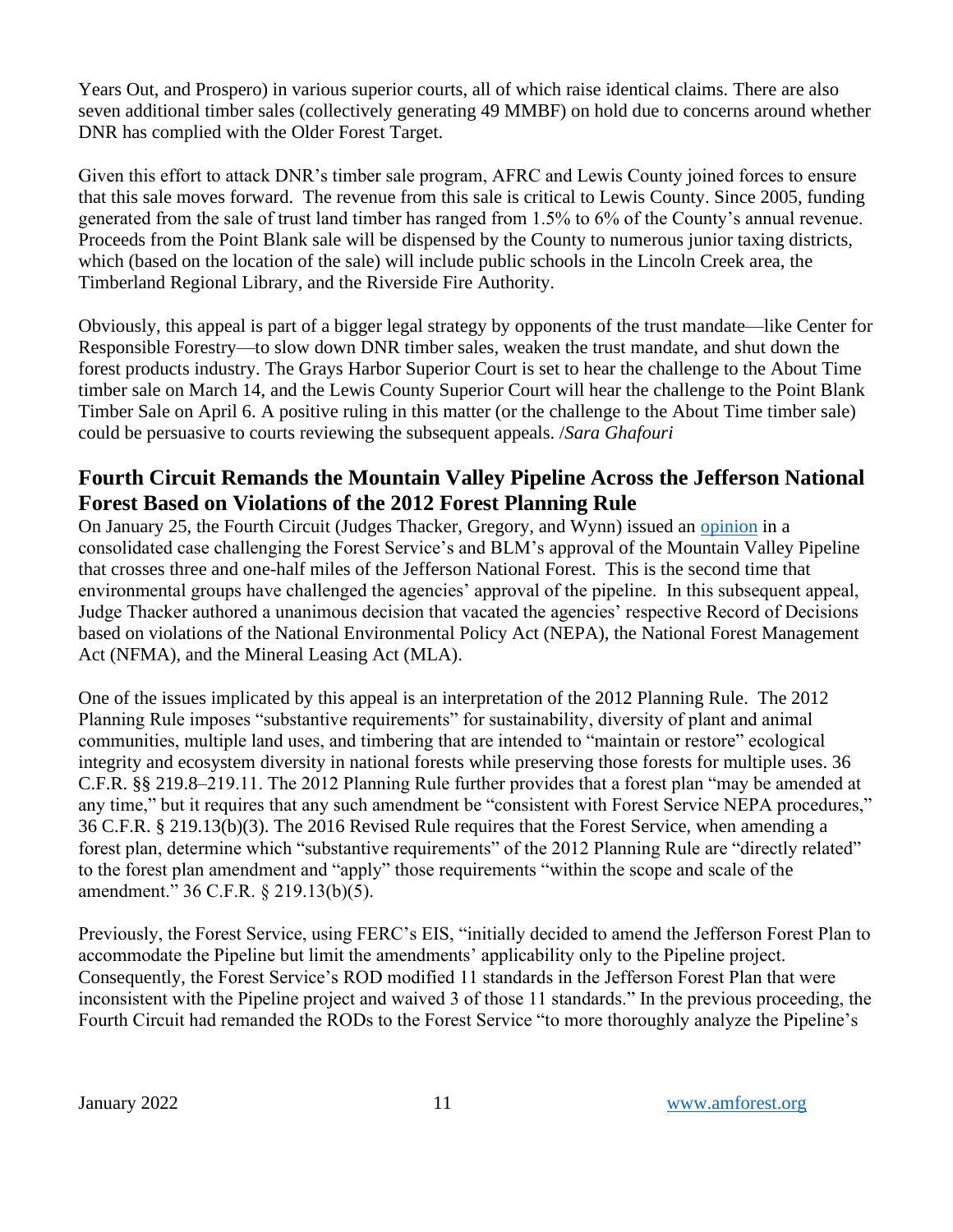Years Out, and Prospero) in various superior courts, all of which raise identical claims. There are also seven additional timber sales (collectively generating 49 MMBF) on hold due to concerns around whether DNR has complied with the Older Forest Target.

Given this effort to attack DNR's timber sale program, AFRC and Lewis County joined forces to ensure that this sale moves forward. The revenue from this sale is critical to Lewis County. Since 2005, funding generated from the sale of trust land timber has ranged from 1.5% to 6% of the County's annual revenue. Proceeds from the Point Blank sale will be dispensed by the County to numerous junior taxing districts, which (based on the location of the sale) will include public schools in the Lincoln Creek area, the Timberland Regional Library, and the Riverside Fire Authority.

Obviously, this appeal is part of a bigger legal strategy by opponents of the trust mandate—like Center for Responsible Forestry—to slow down DNR timber sales, weaken the trust mandate, and shut down the forest products industry. The Grays Harbor Superior Court is set to hear the challenge to the About Time timber sale on March 14, and the Lewis County Superior Court will hear the challenge to the Point Blank Timber Sale on April 6. A positive ruling in this matter (or the challenge to the About Time timber sale) could be persuasive to courts reviewing the subsequent appeals. /*Sara Ghafouri*

## Fourth Circuit Remands the Mountain Valley Pipeline Across the Jefferson National Forest Based on Violations of the 2012 Forest Planning Rule

On January 25, the Fourth Circuit (Judges Thacker, Gregory, and Wynn) issued an opinion in a consolidated case challenging the Forest Service's and BLM's approval of the Mountain Valley Pipeline that crosses three and one-half miles of the Jefferson National Forest. This is the second time that environmental groups have challenged the agencies' approval of the pipeline. In this subsequent appeal, Judge Thacker authored a unanimous decision that vacated the agencies' respective Record of Decisions based on violations of the National Environmental Policy Act (NEPA), the National Forest Management Act (NFMA), and the Mineral Leasing Act (MLA).

One of the issues implicated by this appeal is an interpretation of the 2012 Planning Rule. The 2012 Planning Rule imposes "substantive requirements" for sustainability, diversity of plant and animal communities, multiple land uses, and timbering that are intended to "maintain or restore" ecological integrity and ecosystem diversity in national forests while preserving those forests for multiple uses. 36 C.F.R. §§ 219.8–219.11. The 2012 Planning Rule further provides that a forest plan "may be amended at any time," but it requires that any such amendment be "consistent with Forest Service NEPA procedures," 36 C.F.R. § 219.13(b)(3). The 2016 Revised Rule requires that the Forest Service, when amending a forest plan, determine which "substantive requirements" of the 2012 Planning Rule are "directly related" to the forest plan amendment and "apply" those requirements "within the scope and scale of the amendment." 36 C.F.R. § 219.13(b)(5).

Previously, the Forest Service, using FERC's EIS, "initially decided to amend the Jefferson Forest Plan to accommodate the Pipeline but limit the amendments' applicability only to the Pipeline project. Consequently, the Forest Service's ROD modified 11 standards in the Jefferson Forest Plan that were inconsistent with the Pipeline project and waived 3 of those 11 standards." In the previous proceeding, the Fourth Circuit had remanded the RODs to the Forest Service "to more thoroughly analyze the Pipeline's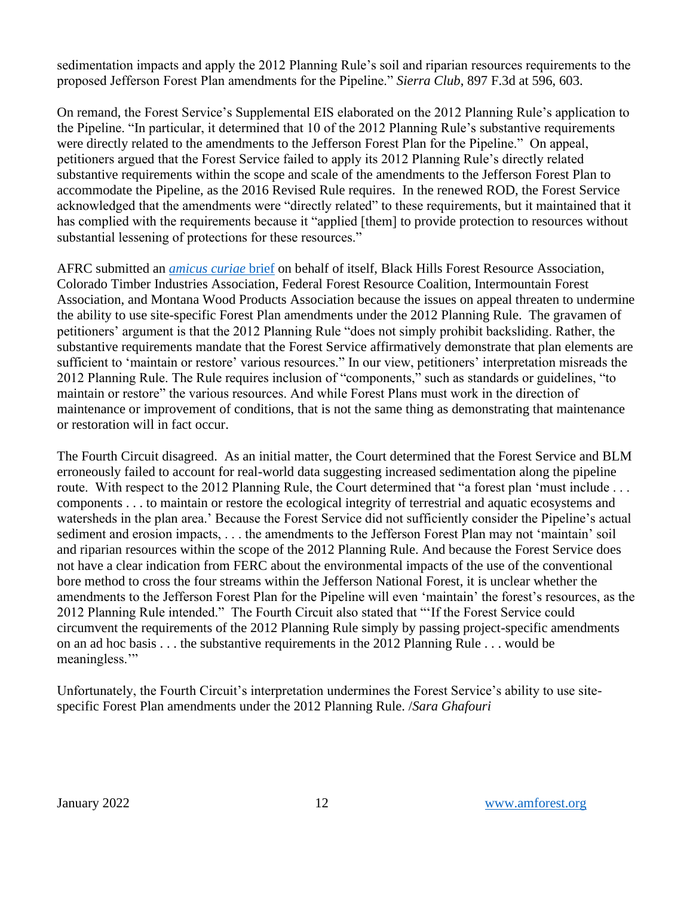sedimentation impacts and apply the 2012 Planning Rule's soil and riparian resources requirements to the proposed Jefferson Forest Plan amendments for the Pipeline." *Sierra Club*, 897 F.3d at 596, 603.

On remand, the Forest Service's Supplemental EIS elaborated on the 2012 Planning Rule's application to the Pipeline. "In particular, it determined that 10 of the 2012 Planning Rule's substantive requirements were directly related to the amendments to the Jefferson Forest Plan for the Pipeline." On appeal, petitioners argued that the Forest Service failed to apply its 2012 Planning Rule's directly related substantive requirements within the scope and scale of the amendments to the Jefferson Forest Plan to accommodate the Pipeline, as the 2016 Revised Rule requires. In the renewed ROD, the Forest Service acknowledged that the amendments were "directly related" to these requirements, but it maintained that it has complied with the requirements because it "applied [them] to provide protection to resources without substantial lessening of protections for these resources."

AFRC submitted an [*amicus curiae* brief] on behalf of itself, Black Hills Forest Resource Association, Colorado Timber Industries Association, Federal Forest Resource Coalition, Intermountain Forest Association, and Montana Wood Products Association because the issues on appeal threaten to undermine the ability to use site-specific Forest Plan amendments under the 2012 Planning Rule. The gravamen of petitioners' argument is that the 2012 Planning Rule "does not simply prohibit backsliding. Rather, the substantive requirements mandate that the Forest Service affirmatively demonstrate that plan elements are sufficient to 'maintain or restore' various resources." In our view, petitioners' interpretation misreads the 2012 Planning Rule. The Rule requires inclusion of "components," such as standards or guidelines, "to maintain or restore" the various resources. And while Forest Plans must work in the direction of maintenance or improvement of conditions, that is not the same thing as demonstrating that maintenance or restoration will in fact occur.

The Fourth Circuit disagreed. As an initial matter, the Court determined that the Forest Service and BLM erroneously failed to account for real-world data suggesting increased sedimentation along the pipeline route. With respect to the 2012 Planning Rule, the Court determined that "a forest plan 'must include . . . components . . . to maintain or restore the ecological integrity of terrestrial and aquatic ecosystems and watersheds in the plan area.' Because the Forest Service did not sufficiently consider the Pipeline's actual sediment and erosion impacts, . . . the amendments to the Jefferson Forest Plan may not 'maintain' soil and riparian resources within the scope of the 2012 Planning Rule. And because the Forest Service does not have a clear indication from FERC about the environmental impacts of the use of the conventional bore method to cross the four streams within the Jefferson National Forest, it is unclear whether the amendments to the Jefferson Forest Plan for the Pipeline will even 'maintain' the forest's resources, as the 2012 Planning Rule intended." The Fourth Circuit also stated that "'If the Forest Service could circumvent the requirements of the 2012 Planning Rule simply by passing project-specific amendments on an ad hoc basis . . . the substantive requirements in the 2012 Planning Rule . . . would be meaningless.'"

Unfortunately, the Fourth Circuit's interpretation undermines the Forest Service's ability to use site-specific Forest Plan amendments under the 2012 Planning Rule. /*Sara Ghafouri*